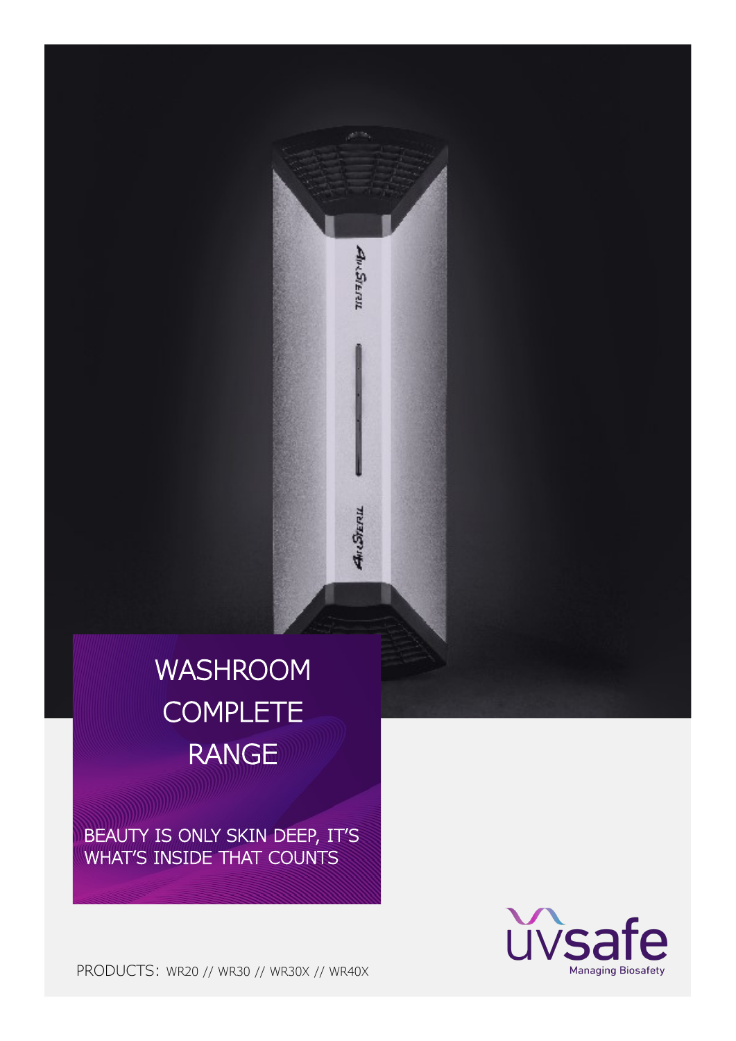# WASHROOM COMPLETE RANGE

BEAUTY IS ONLY SKIN DEEP, IT'S WHAT'S INSIDE THAT COUNTS

uvsafe
Managing Biosafety

PRODUCTS: WR20 // WR30 // WR30X // WR40X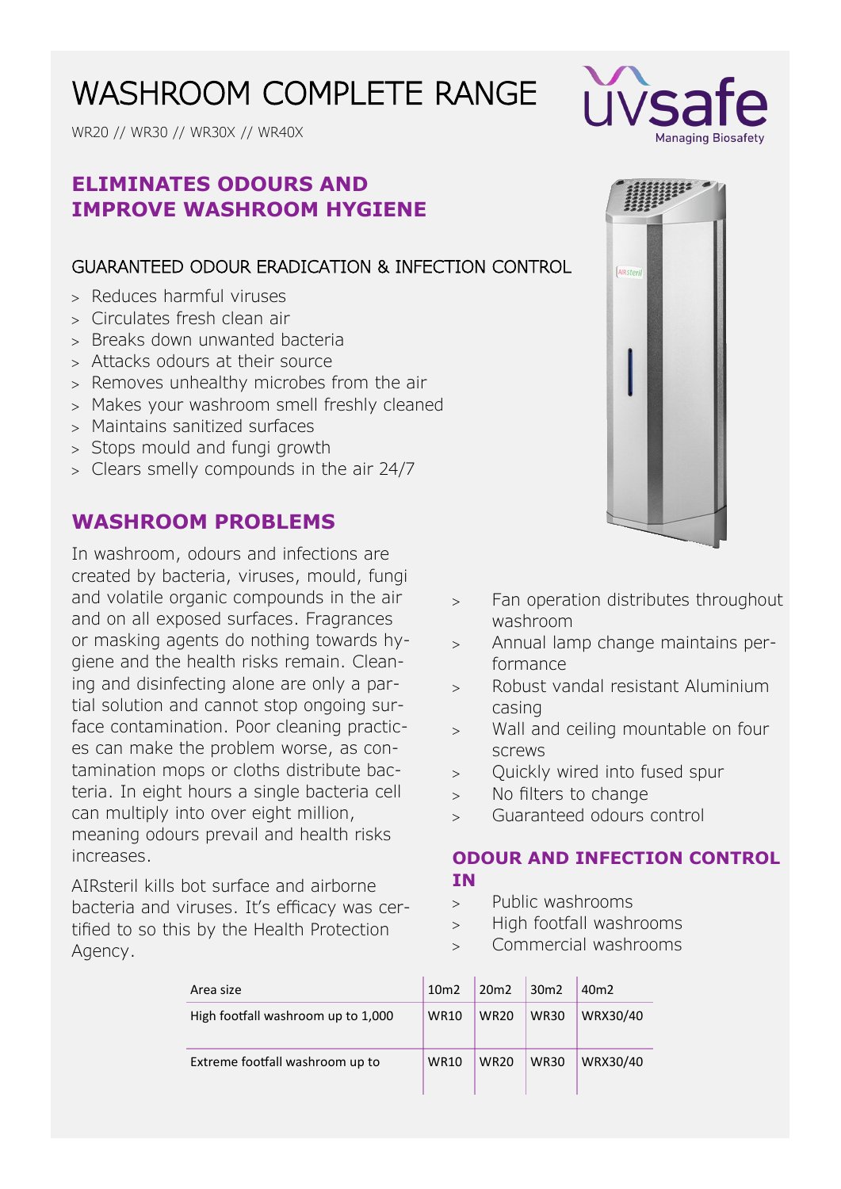# WASHROOM COMPLETE RANGE

WR20 // WR30 // WR30X // WR40X

## ELIMINATES ODOURS AND IMPROVE WASHROOM HYGIENE

### GUARANTEED ODOUR ERADICATION & INFECTION CONTROL

- Reduces harmful viruses
- Circulates fresh clean air
- Breaks down unwanted bacteria
- Attacks odours at their source
- Removes unhealthy microbes from the air
- Makes your washroom smell freshly cleaned
- Maintains sanitized surfaces
- Stops mould and fungi growth
- Clears smelly compounds in the air 24/7

## WASHROOM PROBLEMS

In washroom, odours and infections are created by bacteria, viruses, mould, fungi and volatile organic compounds in the air and on all exposed surfaces. Fragrances or masking agents do nothing towards hygiene and the health risks remain. Cleaning and disinfecting alone are only a partial solution and cannot stop ongoing surface contamination. Poor cleaning practices can make the problem worse, as contamination mops or cloths distribute bacteria. In eight hours a single bacteria cell can multiply into over eight million, meaning odours prevail and health risks increases.

AIRsteril kills bot surface and airborne bacteria and viruses. It's efficacy was certified to so this by the Health Protection Agency.

- Fan operation distributes throughout washroom
- Annual lamp change maintains performance
- Robust vandal resistant Aluminium casing
- Wall and ceiling mountable on four screws
- Quickly wired into fused spur
- No filters to change
- Guaranteed odours control

## ODOUR AND INFECTION CONTROL IN

- Public washrooms
- High footfall washrooms
- Commercial washrooms

| Area size | 10m2 | 20m2 | 30m2 | 40m2 |
|---|---|---|---|---|
| High footfall washroom up to 1,000 | WR10 | WR20 | WR30 | WRX30/40 |
| Extreme footfall washroom up to | WR10 | WR20 | WR30 | WRX30/40 |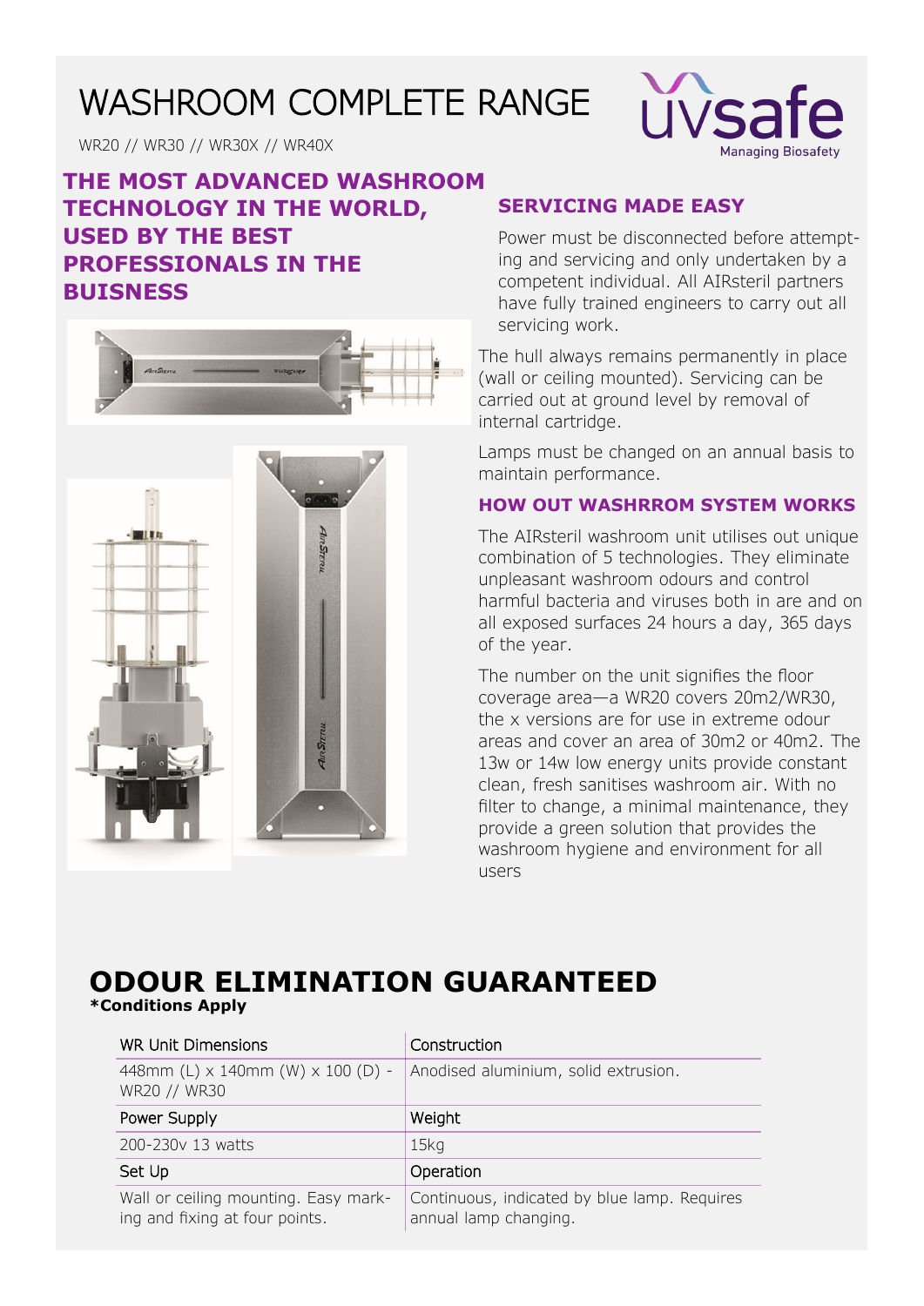# WASHROOM COMPLETE RANGE

WR20 // WR30 // WR30X // WR40X

uvsafe
Managing Biosafety

## THE MOST ADVANCED WASHROOM TECHNOLOGY IN THE WORLD, USED BY THE BEST PROFESSIONALS IN THE BUISNESS

## SERVICING MADE EASY

Power must be disconnected before attempting and servicing and only undertaken by a competent individual. All AIRsteril partners have fully trained engineers to carry out all servicing work.

The hull always remains permanently in place (wall or ceiling mounted). Servicing can be carried out at ground level by removal of internal cartridge.

Lamps must be changed on an annual basis to maintain performance.

## HOW OUT WASHRROM SYSTEM WORKS

The AIRsteril washroom unit utilises out unique combination of 5 technologies. They eliminate unpleasant washroom odours and control harmful bacteria and viruses both in are and on all exposed surfaces 24 hours a day, 365 days of the year.

The number on the unit signifies the floor coverage area—a WR20 covers 20m2/WR30, the x versions are for use in extreme odour areas and cover an area of 30m2 or 40m2. The 13w or 14w low energy units provide constant clean, fresh sanitises washroom air. With no filter to change, a minimal maintenance, they provide a green solution that provides the washroom hygiene and environment for all users

# ODOUR ELIMINATION GUARANTEED

**\*Conditions Apply**

| WR Unit Dimensions | Construction |
|---|---|
| 448mm (L) x 140mm (W) x 100 (D) - WR20 // WR30 | Anodised aluminium, solid extrusion. |
| **Power Supply** | **Weight** |
| 200-230v 13 watts | 15kg |
| **Set Up** | **Operation** |
| Wall or ceiling mounting. Easy marking and fixing at four points. | Continuous, indicated by blue lamp. Requires annual lamp changing. |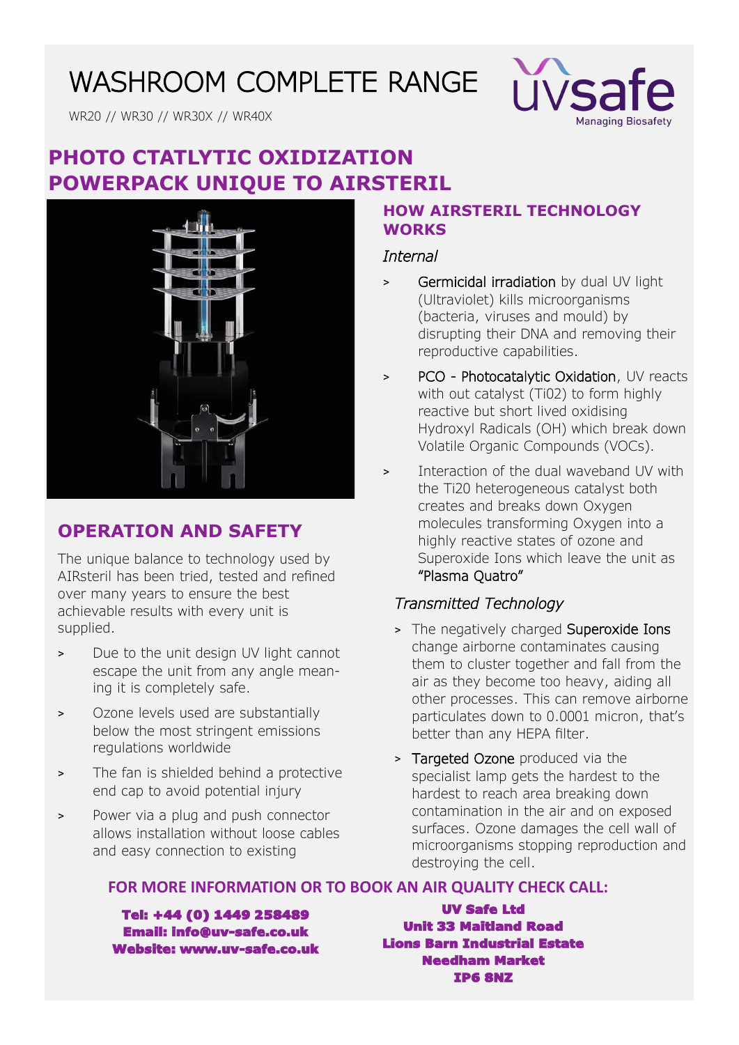# WASHROOM COMPLETE RANGE

WR20 // WR30 // WR30X // WR40X

uvsafe
Managing Biosafety

## PHOTO CTATLYTIC OXIDIZATION POWERPACK UNIQUE TO AIRSTERIL

## OPERATION AND SAFETY

The unique balance to technology used by AIRsteril has been tried, tested and refined over many years to ensure the best achievable results with every unit is supplied.

> Due to the unit design UV light cannot escape the unit from any angle meaning it is completely safe.

> Ozone levels used are substantially below the most stringent emissions regulations worldwide

> The fan is shielded behind a protective end cap to avoid potential injury

> Power via a plug and push connector allows installation without loose cables and easy connection to existing

## HOW AIRSTERIL TECHNOLOGY WORKS

*Internal*

> Germicidal irradiation by dual UV light (Ultraviolet) kills microorganisms (bacteria, viruses and mould) by disrupting their DNA and removing their reproductive capabilities.

> PCO - Photocatalytic Oxidation, UV reacts with out catalyst (Ti02) to form highly reactive but short lived oxidising Hydroxyl Radicals (OH) which break down Volatile Organic Compounds (VOCs).

> Interaction of the dual waveband UV with the Ti20 heterogeneous catalyst both creates and breaks down Oxygen molecules transforming Oxygen into a highly reactive states of ozone and Superoxide Ions which leave the unit as "Plasma Quatro"

*Transmitted Technology*

> The negatively charged Superoxide Ions change airborne contaminates causing them to cluster together and fall from the air as they become too heavy, aiding all other processes. This can remove airborne particulates down to 0.0001 micron, that's better than any HEPA filter.

> Targeted Ozone produced via the specialist lamp gets the hardest to the hardest to reach area breaking down contamination in the air and on exposed surfaces. Ozone damages the cell wall of microorganisms stopping reproduction and destroying the cell.

**FOR MORE INFORMATION OR TO BOOK AN AIR QUALITY CHECK CALL:**

**Tel: +44 (0) 1449 258489**
**Email: info@uv-safe.co.uk**
**Website: www.uv-safe.co.uk**

**UV Safe Ltd**
**Unit 33 Maitland Road**
**Lions Barn Industrial Estate**
**Needham Market**
**IP6 8NZ**